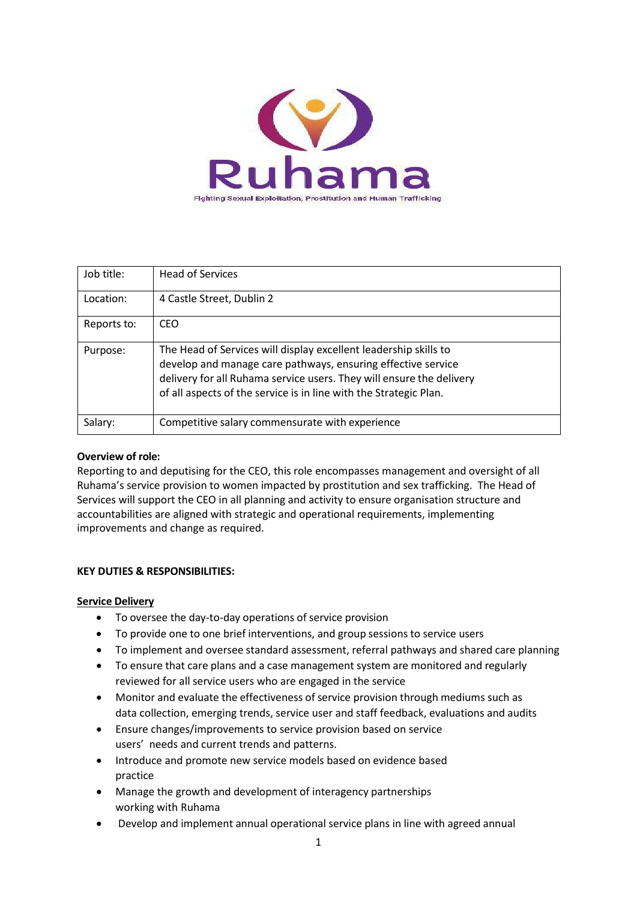Ruhama

Fighting Sexual Exploitation, Prostitution and Human Trafficking

| Job title: | Head of Services |
| --- | --- |
| Location: | 4 Castle Street, Dublin 2 |
| Reports to: | CEO |
| Purpose: | The Head of Services will display excellent leadership skills to develop and manage care pathways, ensuring effective service delivery for all Ruhama service users. They will ensure the delivery of all aspects of the service is in line with the Strategic Plan. |
| Salary: | Competitive salary commensurate with experience |

**Overview of role:**
Reporting to and deputising for the CEO, this role encompasses management and oversight of all Ruhama's service provision to women impacted by prostitution and sex trafficking. The Head of Services will support the CEO in all planning and activity to ensure organisation structure and accountabilities are aligned with strategic and operational requirements, implementing improvements and change as required.

**KEY DUTIES & RESPONSIBILITIES:**

**Service Delivery**

- To oversee the day-to-day operations of service provision
- To provide one to one brief interventions, and group sessions to service users
- To implement and oversee standard assessment, referral pathways and shared care planning
- To ensure that care plans and a case management system are monitored and regularly reviewed for all service users who are engaged in the service
- Monitor and evaluate the effectiveness of service provision through mediums such as data collection, emerging trends, service user and staff feedback, evaluations and audits
- Ensure changes/improvements to service provision based on service users' needs and current trends and patterns.
- Introduce and promote new service models based on evidence based practice
- Manage the growth and development of interagency partnerships working with Ruhama
- Develop and implement annual operational service plans in line with agreed annual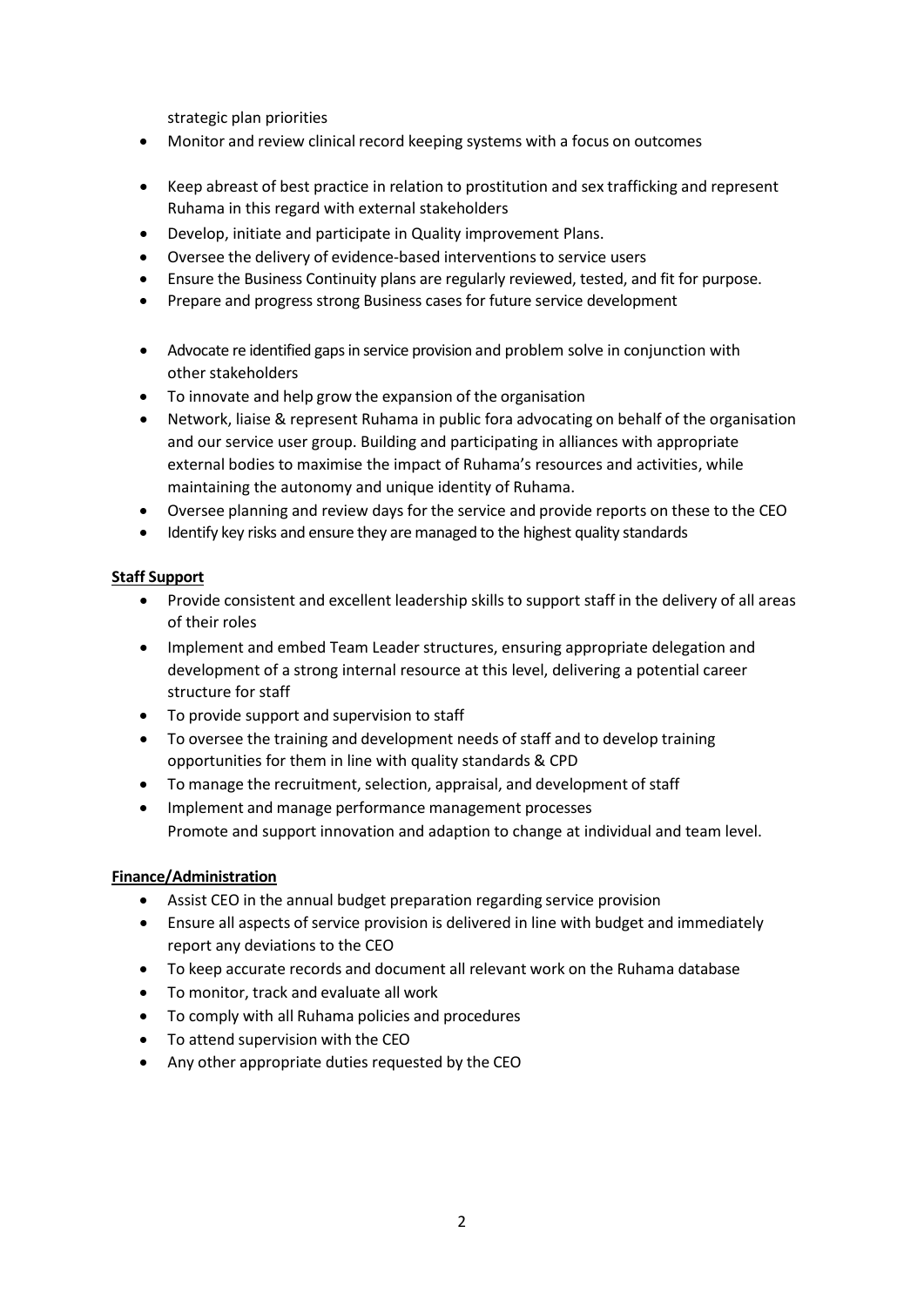strategic plan priorities

- Monitor and review clinical record keeping systems with a focus on outcomes
- Keep abreast of best practice in relation to prostitution and sex trafficking and represent Ruhama in this regard with external stakeholders
- Develop, initiate and participate in Quality improvement Plans.
- Oversee the delivery of evidence-based interventions to service users
- Ensure the Business Continuity plans are regularly reviewed, tested, and fit for purpose.
- Prepare and progress strong Business cases for future service development
- Advocate re identified gaps in service provision and problem solve in conjunction with other stakeholders
- To innovate and help grow the expansion of the organisation
- Network, liaise & represent Ruhama in public fora advocating on behalf of the organisation and our service user group. Building and participating in alliances with appropriate external bodies to maximise the impact of Ruhama's resources and activities, while maintaining the autonomy and unique identity of Ruhama.
- Oversee planning and review days for the service and provide reports on these to the CEO
- Identify key risks and ensure they are managed to the highest quality standards

**Staff Support**

- Provide consistent and excellent leadership skills to support staff in the delivery of all areas of their roles
- Implement and embed Team Leader structures, ensuring appropriate delegation and development of a strong internal resource at this level, delivering a potential career structure for staff
- To provide support and supervision to staff
- To oversee the training and development needs of staff and to develop training opportunities for them in line with quality standards & CPD
- To manage the recruitment, selection, appraisal, and development of staff
- Implement and manage performance management processes
  Promote and support innovation and adaption to change at individual and team level.

**Finance/Administration**

- Assist CEO in the annual budget preparation regarding service provision
- Ensure all aspects of service provision is delivered in line with budget and immediately report any deviations to the CEO
- To keep accurate records and document all relevant work on the Ruhama database
- To monitor, track and evaluate all work
- To comply with all Ruhama policies and procedures
- To attend supervision with the CEO
- Any other appropriate duties requested by the CEO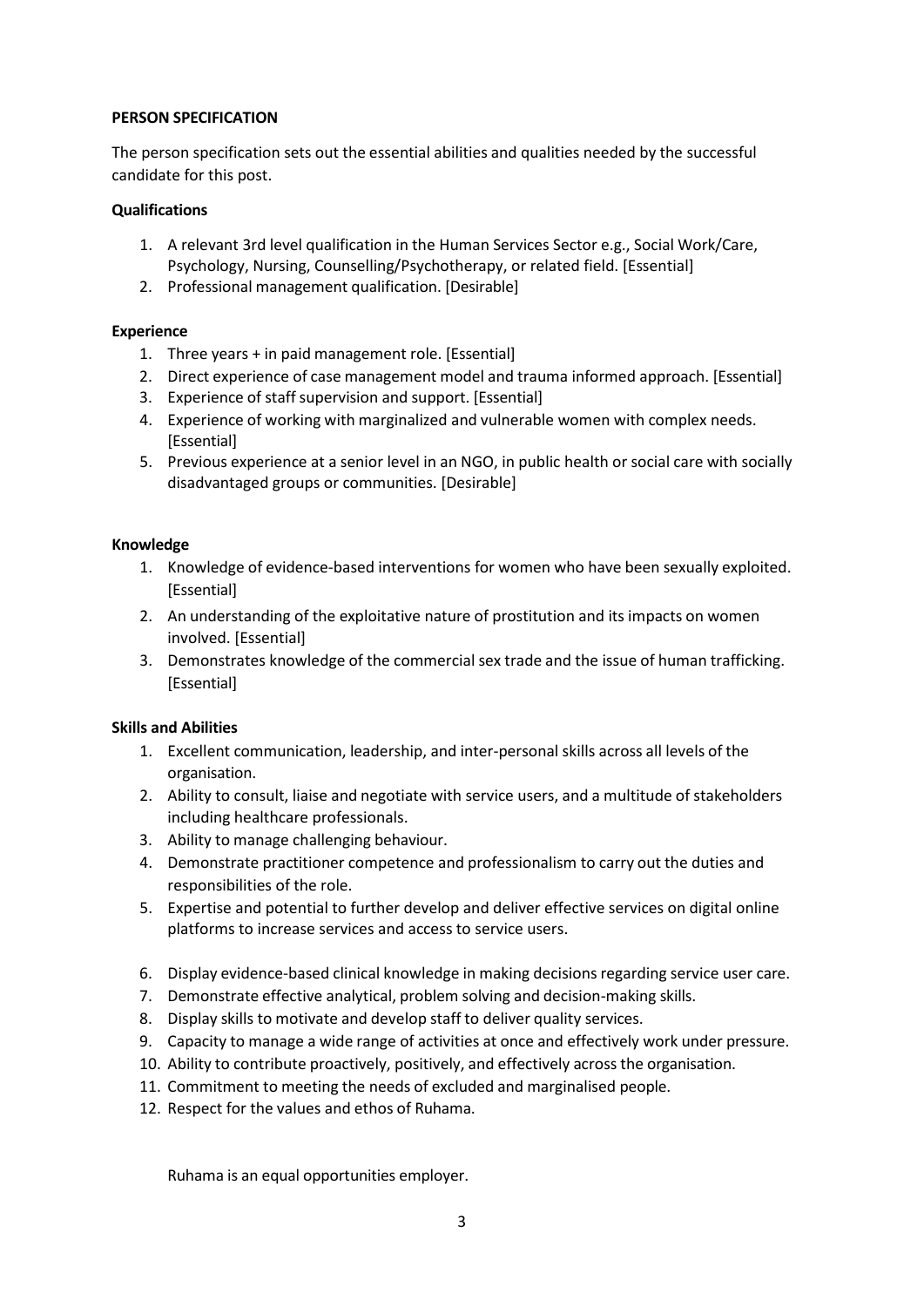**PERSON SPECIFICATION**

The person specification sets out the essential abilities and qualities needed by the successful candidate for this post.

**Qualifications**

1. A relevant 3rd level qualification in the Human Services Sector e.g., Social Work/Care, Psychology, Nursing, Counselling/Psychotherapy, or related field. [Essential]
2. Professional management qualification. [Desirable]

**Experience**

1. Three years + in paid management role. [Essential]
2. Direct experience of case management model and trauma informed approach. [Essential]
3. Experience of staff supervision and support. [Essential]
4. Experience of working with marginalized and vulnerable women with complex needs. [Essential]
5. Previous experience at a senior level in an NGO, in public health or social care with socially disadvantaged groups or communities. [Desirable]

**Knowledge**

1. Knowledge of evidence-based interventions for women who have been sexually exploited. [Essential]
2. An understanding of the exploitative nature of prostitution and its impacts on women involved. [Essential]
3. Demonstrates knowledge of the commercial sex trade and the issue of human trafficking. [Essential]

**Skills and Abilities**

1. Excellent communication, leadership, and inter-personal skills across all levels of the organisation.
2. Ability to consult, liaise and negotiate with service users, and a multitude of stakeholders including healthcare professionals.
3. Ability to manage challenging behaviour.
4. Demonstrate practitioner competence and professionalism to carry out the duties and responsibilities of the role.
5. Expertise and potential to further develop and deliver effective services on digital online platforms to increase services and access to service users.
6. Display evidence-based clinical knowledge in making decisions regarding service user care.
7. Demonstrate effective analytical, problem solving and decision-making skills.
8. Display skills to motivate and develop staff to deliver quality services.
9. Capacity to manage a wide range of activities at once and effectively work under pressure.
10. Ability to contribute proactively, positively, and effectively across the organisation.
11. Commitment to meeting the needs of excluded and marginalised people.
12. Respect for the values and ethos of Ruhama.

Ruhama is an equal opportunities employer.